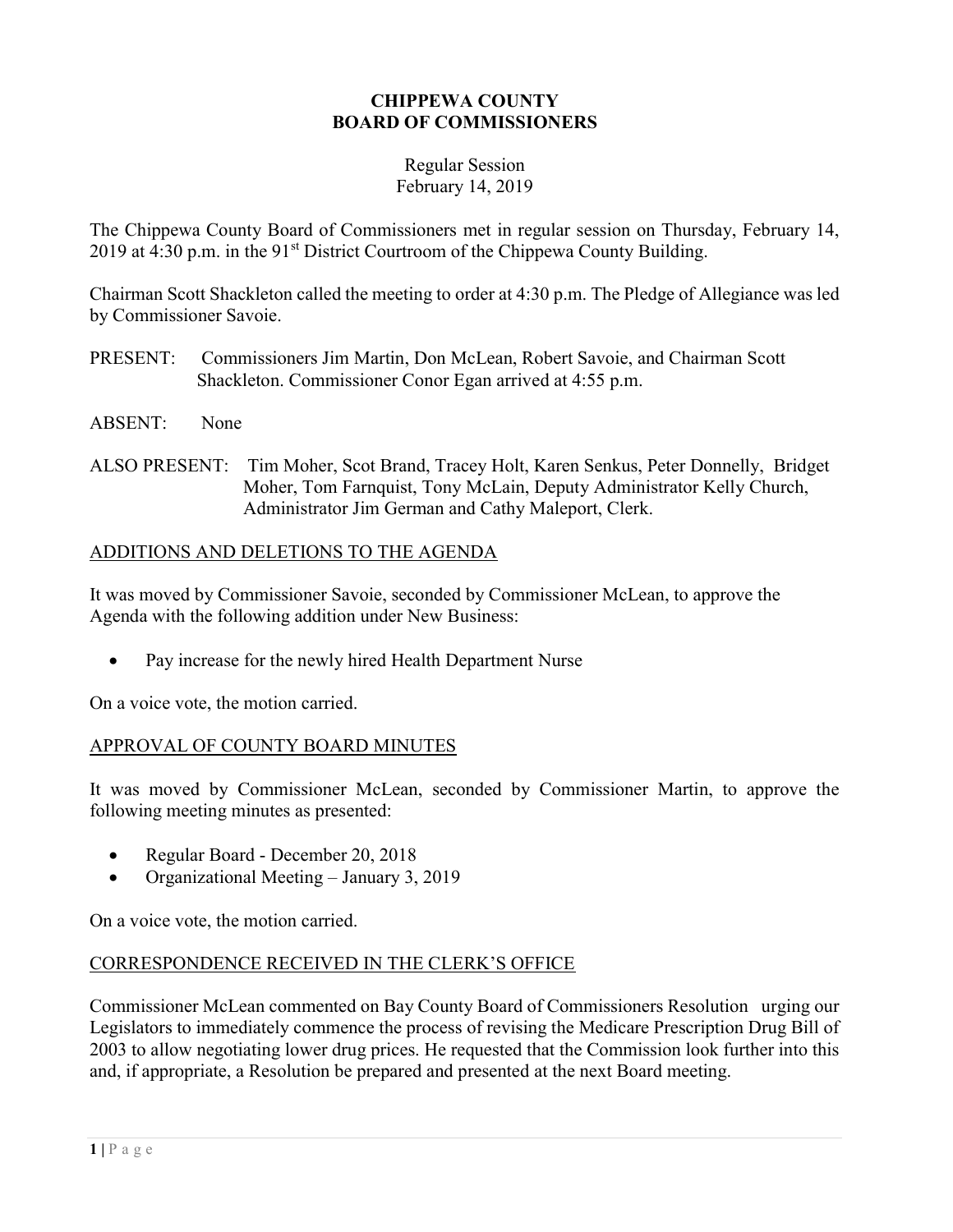# CHIPPEWA COUNTY
# BOARD OF COMMISSIONERS

Regular Session
February 14, 2019

The Chippewa County Board of Commissioners met in regular session on Thursday, February 14, 2019 at 4:30 p.m. in the 91st District Courtroom of the Chippewa County Building.

Chairman Scott Shackleton called the meeting to order at 4:30 p.m. The Pledge of Allegiance was led by Commissioner Savoie.

PRESENT: Commissioners Jim Martin, Don McLean, Robert Savoie, and Chairman Scott Shackleton. Commissioner Conor Egan arrived at 4:55 p.m.

ABSENT: None

ALSO PRESENT: Tim Moher, Scot Brand, Tracey Holt, Karen Senkus, Peter Donnelly, Bridget Moher, Tom Farnquist, Tony McLain, Deputy Administrator Kelly Church, Administrator Jim German and Cathy Maleport, Clerk.

## ADDITIONS AND DELETIONS TO THE AGENDA

It was moved by Commissioner Savoie, seconded by Commissioner McLean, to approve the Agenda with the following addition under New Business:

- Pay increase for the newly hired Health Department Nurse

On a voice vote, the motion carried.

## APPROVAL OF COUNTY BOARD MINUTES

It was moved by Commissioner McLean, seconded by Commissioner Martin, to approve the following meeting minutes as presented:

- Regular Board - December 20, 2018
- Organizational Meeting – January 3, 2019

On a voice vote, the motion carried.

## CORRESPONDENCE RECEIVED IN THE CLERK'S OFFICE

Commissioner McLean commented on Bay County Board of Commissioners Resolution urging our Legislators to immediately commence the process of revising the Medicare Prescription Drug Bill of 2003 to allow negotiating lower drug prices. He requested that the Commission look further into this and, if appropriate, a Resolution be prepared and presented at the next Board meeting.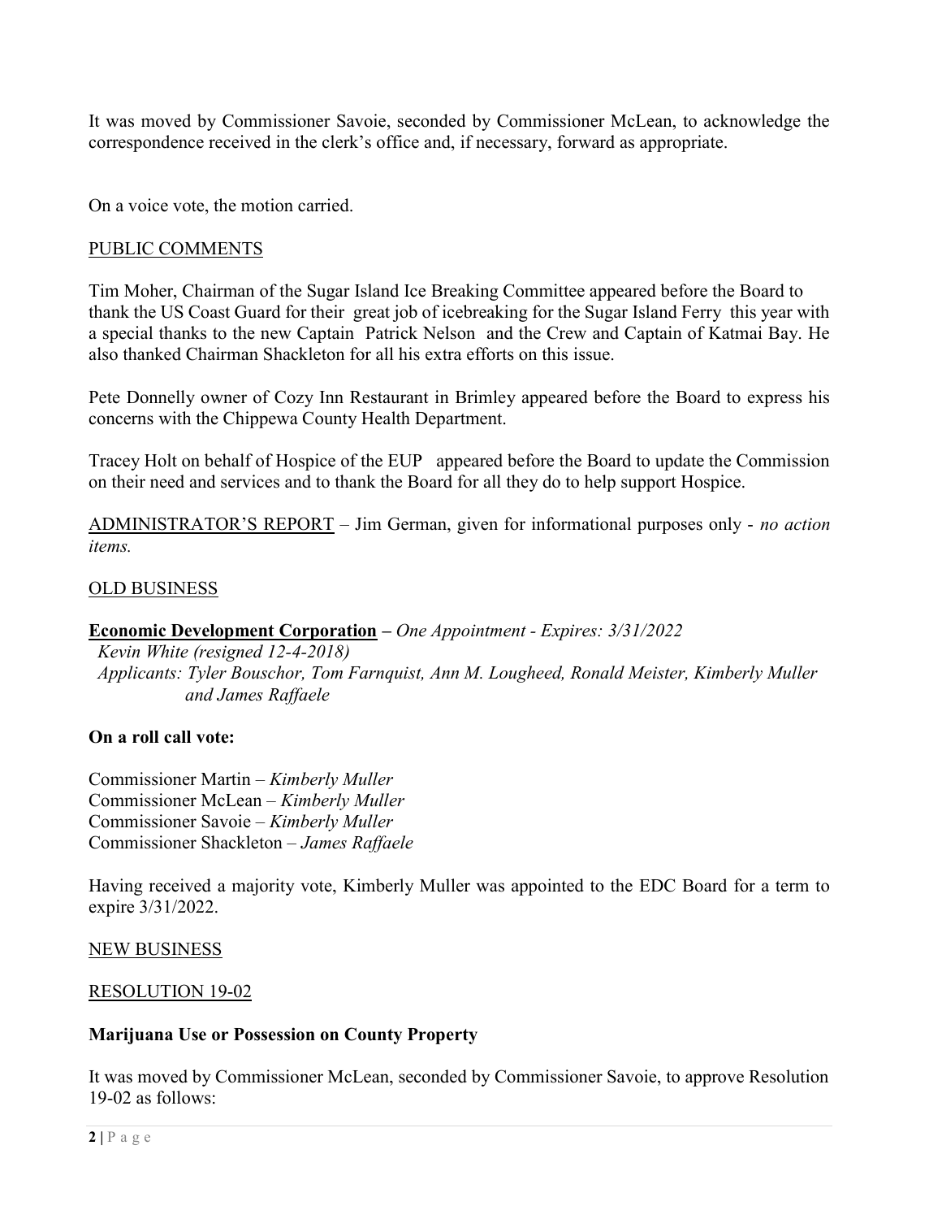It was moved by Commissioner Savoie, seconded by Commissioner McLean, to acknowledge the correspondence received in the clerk's office and, if necessary, forward as appropriate.

On a voice vote, the motion carried.

PUBLIC COMMENTS

Tim Moher, Chairman of the Sugar Island Ice Breaking Committee appeared before the Board to thank the US Coast Guard for their great job of icebreaking for the Sugar Island Ferry this year with a special thanks to the new Captain Patrick Nelson and the Crew and Captain of Katmai Bay. He also thanked Chairman Shackleton for all his extra efforts on this issue.

Pete Donnelly owner of Cozy Inn Restaurant in Brimley appeared before the Board to express his concerns with the Chippewa County Health Department.

Tracey Holt on behalf of Hospice of the EUP appeared before the Board to update the Commission on their need and services and to thank the Board for all they do to help support Hospice.

ADMINISTRATOR'S REPORT – Jim German, given for informational purposes only - *no action items.*

OLD BUSINESS

**Economic Development Corporation** – *One Appointment - Expires: 3/31/2022*
*Kevin White (resigned 12-4-2018)*
*Applicants: Tyler Bouschor, Tom Farnquist, Ann M. Lougheed, Ronald Meister, Kimberly Muller and James Raffaele*

**On a roll call vote:**

Commissioner Martin – *Kimberly Muller*
Commissioner McLean – *Kimberly Muller*
Commissioner Savoie – *Kimberly Muller*
Commissioner Shackleton – *James Raffaele*

Having received a majority vote, Kimberly Muller was appointed to the EDC Board for a term to expire 3/31/2022.

NEW BUSINESS

RESOLUTION 19-02

**Marijuana Use or Possession on County Property**

It was moved by Commissioner McLean, seconded by Commissioner Savoie, to approve Resolution 19-02 as follows: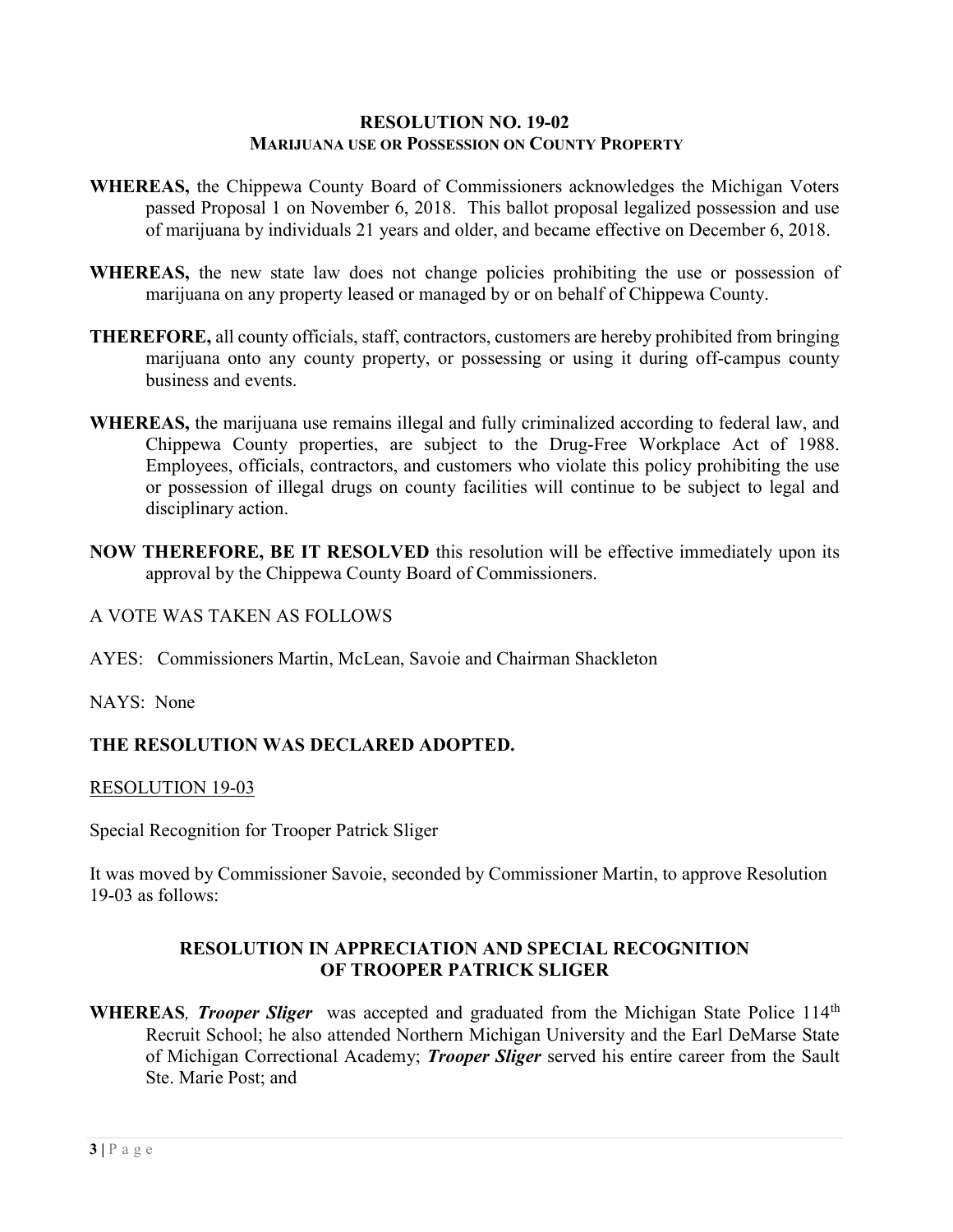**RESOLUTION NO. 19-02**
**MARIJUANA USE OR POSSESSION ON COUNTY PROPERTY**

**WHEREAS,** the Chippewa County Board of Commissioners acknowledges the Michigan Voters passed Proposal 1 on November 6, 2018. This ballot proposal legalized possession and use of marijuana by individuals 21 years and older, and became effective on December 6, 2018.

**WHEREAS,** the new state law does not change policies prohibiting the use or possession of marijuana on any property leased or managed by or on behalf of Chippewa County.

**THEREFORE,** all county officials, staff, contractors, customers are hereby prohibited from bringing marijuana onto any county property, or possessing or using it during off-campus county business and events.

**WHEREAS,** the marijuana use remains illegal and fully criminalized according to federal law, and Chippewa County properties, are subject to the Drug-Free Workplace Act of 1988. Employees, officials, contractors, and customers who violate this policy prohibiting the use or possession of illegal drugs on county facilities will continue to be subject to legal and disciplinary action.

**NOW THEREFORE, BE IT RESOLVED** this resolution will be effective immediately upon its approval by the Chippewa County Board of Commissioners.

A VOTE WAS TAKEN AS FOLLOWS

AYES: Commissioners Martin, McLean, Savoie and Chairman Shackleton

NAYS: None

**THE RESOLUTION WAS DECLARED ADOPTED.**

RESOLUTION 19-03

Special Recognition for Trooper Patrick Sliger

It was moved by Commissioner Savoie, seconded by Commissioner Martin, to approve Resolution 19-03 as follows:

**RESOLUTION IN APPRECIATION AND SPECIAL RECOGNITION OF TROOPER PATRICK SLIGER**

**WHEREAS***, **Trooper Sliger*** was accepted and graduated from the Michigan State Police 114th Recruit School; he also attended Northern Michigan University and the Earl DeMarse State of Michigan Correctional Academy; ***Trooper Sliger*** served his entire career from the Sault Ste. Marie Post; and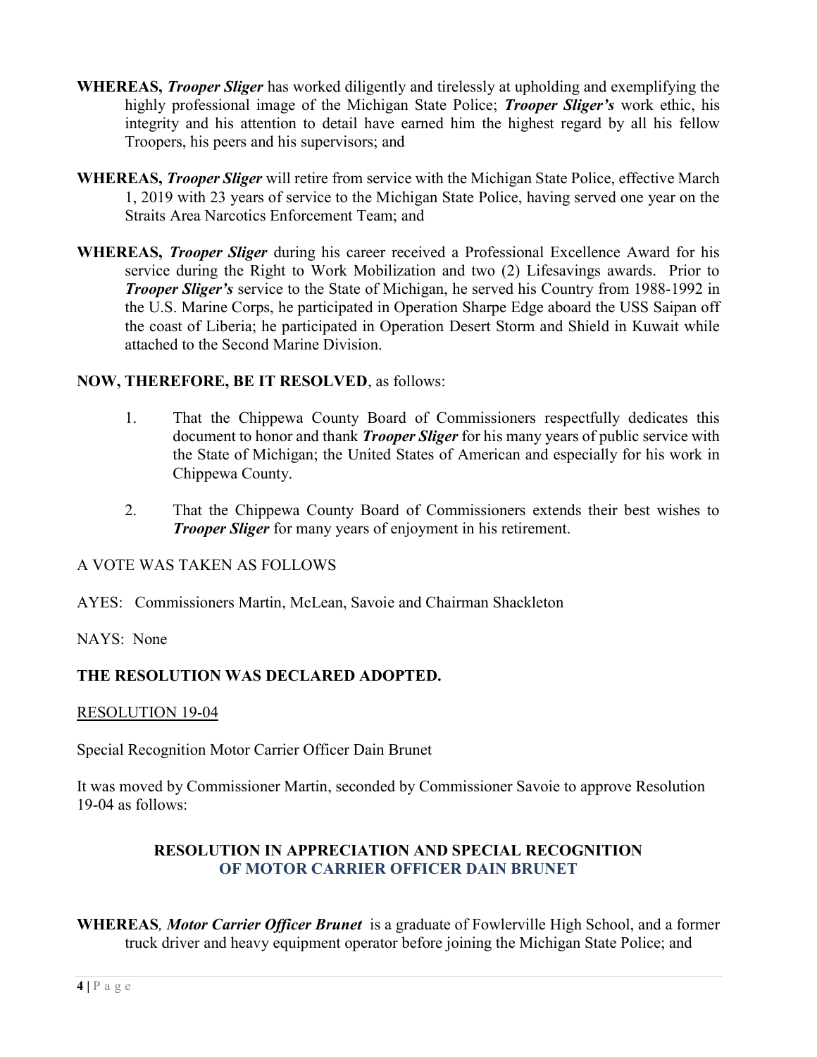**WHEREAS,** ***Trooper Sliger*** has worked diligently and tirelessly at upholding and exemplifying the highly professional image of the Michigan State Police; ***Trooper Sliger's*** work ethic, his integrity and his attention to detail have earned him the highest regard by all his fellow Troopers, his peers and his supervisors; and

**WHEREAS,** ***Trooper Sliger*** will retire from service with the Michigan State Police, effective March 1, 2019 with 23 years of service to the Michigan State Police, having served one year on the Straits Area Narcotics Enforcement Team; and

**WHEREAS,** ***Trooper Sliger*** during his career received a Professional Excellence Award for his service during the Right to Work Mobilization and two (2) Lifesavings awards. Prior to ***Trooper Sliger's*** service to the State of Michigan, he served his Country from 1988-1992 in the U.S. Marine Corps, he participated in Operation Sharpe Edge aboard the USS Saipan off the coast of Liberia; he participated in Operation Desert Storm and Shield in Kuwait while attached to the Second Marine Division.

**NOW, THEREFORE, BE IT RESOLVED**, as follows:

1. That the Chippewa County Board of Commissioners respectfully dedicates this document to honor and thank ***Trooper Sliger*** for his many years of public service with the State of Michigan; the United States of American and especially for his work in Chippewa County.

2. That the Chippewa County Board of Commissioners extends their best wishes to ***Trooper Sliger*** for many years of enjoyment in his retirement.

A VOTE WAS TAKEN AS FOLLOWS

AYES: Commissioners Martin, McLean, Savoie and Chairman Shackleton

NAYS: None

**THE RESOLUTION WAS DECLARED ADOPTED.**

RESOLUTION 19-04

Special Recognition Motor Carrier Officer Dain Brunet

It was moved by Commissioner Martin, seconded by Commissioner Savoie to approve Resolution 19-04 as follows:

### RESOLUTION IN APPRECIATION AND SPECIAL RECOGNITION OF MOTOR CARRIER OFFICER DAIN BRUNET

**WHEREAS***,* ***Motor Carrier Officer Brunet*** is a graduate of Fowlerville High School, and a former truck driver and heavy equipment operator before joining the Michigan State Police; and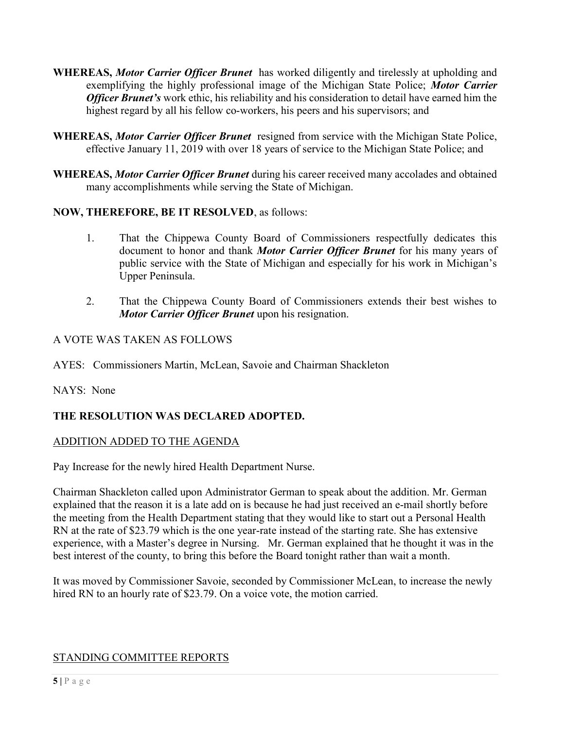**WHEREAS,** ***Motor Carrier Officer Brunet*** has worked diligently and tirelessly at upholding and exemplifying the highly professional image of the Michigan State Police; ***Motor Carrier Officer Brunet's*** work ethic, his reliability and his consideration to detail have earned him the highest regard by all his fellow co-workers, his peers and his supervisors; and

**WHEREAS,** ***Motor Carrier Officer Brunet*** resigned from service with the Michigan State Police, effective January 11, 2019 with over 18 years of service to the Michigan State Police; and

**WHEREAS,** ***Motor Carrier Officer Brunet*** during his career received many accolades and obtained many accomplishments while serving the State of Michigan.

**NOW, THEREFORE, BE IT RESOLVED**, as follows:

1. That the Chippewa County Board of Commissioners respectfully dedicates this document to honor and thank ***Motor Carrier Officer Brunet*** for his many years of public service with the State of Michigan and especially for his work in Michigan's Upper Peninsula.

2. That the Chippewa County Board of Commissioners extends their best wishes to ***Motor Carrier Officer Brunet*** upon his resignation.

A VOTE WAS TAKEN AS FOLLOWS

AYES: Commissioners Martin, McLean, Savoie and Chairman Shackleton

NAYS: None

**THE RESOLUTION WAS DECLARED ADOPTED.**

ADDITION ADDED TO THE AGENDA

Pay Increase for the newly hired Health Department Nurse.

Chairman Shackleton called upon Administrator German to speak about the addition. Mr. German explained that the reason it is a late add on is because he had just received an e-mail shortly before the meeting from the Health Department stating that they would like to start out a Personal Health RN at the rate of $23.79 which is the one year-rate instead of the starting rate. She has extensive experience, with a Master's degree in Nursing. Mr. German explained that he thought it was in the best interest of the county, to bring this before the Board tonight rather than wait a month.

It was moved by Commissioner Savoie, seconded by Commissioner McLean, to increase the newly hired RN to an hourly rate of $23.79. On a voice vote, the motion carried.

STANDING COMMITTEE REPORTS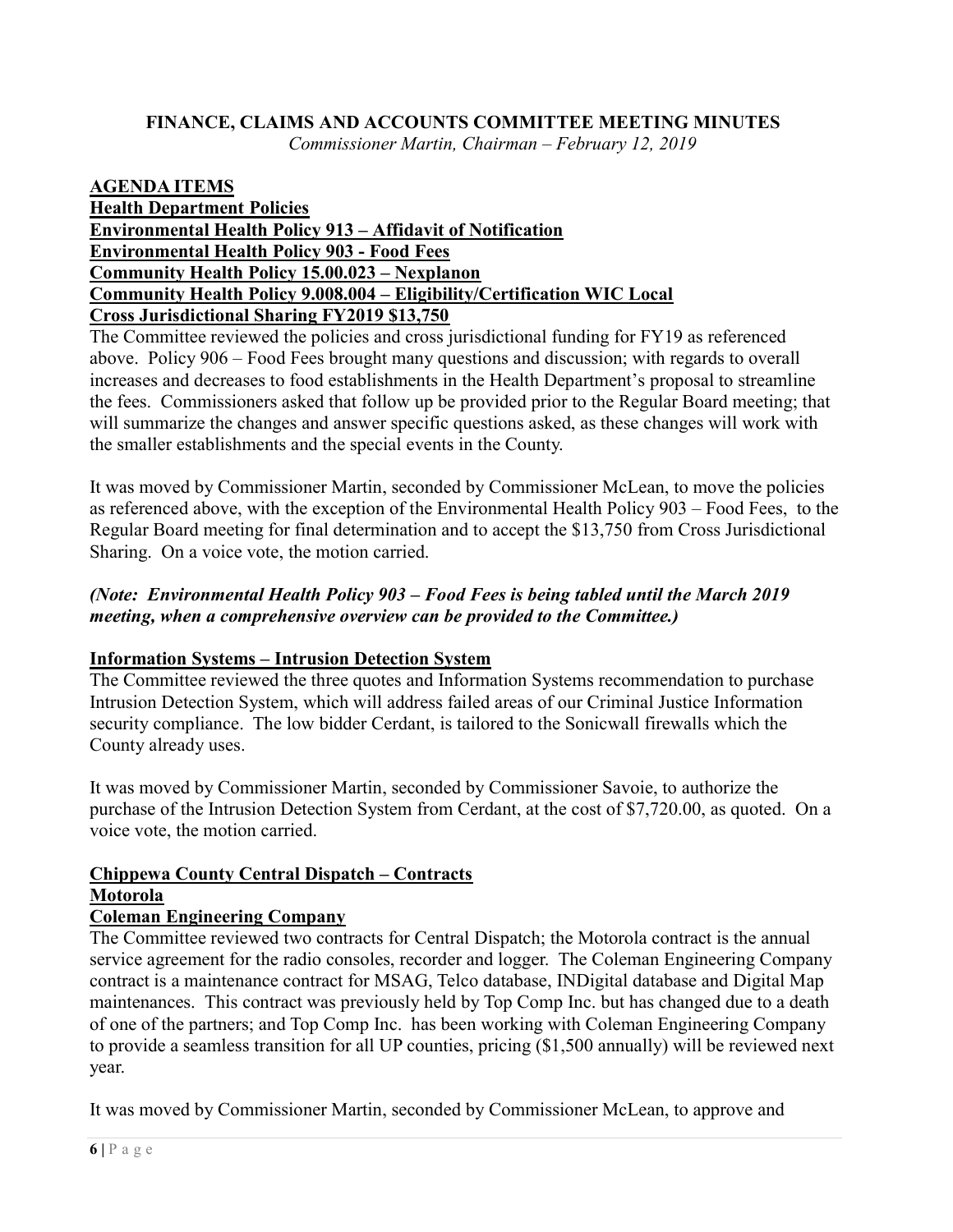# FINANCE, CLAIMS AND ACCOUNTS COMMITTEE MEETING MINUTES

*Commissioner Martin, Chairman – February 12, 2019*

**AGENDA ITEMS**

**Health Department Policies**

**Environmental Health Policy 913 – Affidavit of Notification**

**Environmental Health Policy 903 - Food Fees**

**Community Health Policy 15.00.023 – Nexplanon**

**Community Health Policy 9.008.004 – Eligibility/Certification WIC Local**

**Cross Jurisdictional Sharing FY2019 $13,750**

The Committee reviewed the policies and cross jurisdictional funding for FY19 as referenced above. Policy 906 – Food Fees brought many questions and discussion; with regards to overall increases and decreases to food establishments in the Health Department's proposal to streamline the fees. Commissioners asked that follow up be provided prior to the Regular Board meeting; that will summarize the changes and answer specific questions asked, as these changes will work with the smaller establishments and the special events in the County.

It was moved by Commissioner Martin, seconded by Commissioner McLean, to move the policies as referenced above, with the exception of the Environmental Health Policy 903 – Food Fees, to the Regular Board meeting for final determination and to accept the $13,750 from Cross Jurisdictional Sharing. On a voice vote, the motion carried.

***(Note: Environmental Health Policy 903 – Food Fees is being tabled until the March 2019 meeting, when a comprehensive overview can be provided to the Committee.)***

**Information Systems – Intrusion Detection System**

The Committee reviewed the three quotes and Information Systems recommendation to purchase Intrusion Detection System, which will address failed areas of our Criminal Justice Information security compliance. The low bidder Cerdant, is tailored to the Sonicwall firewalls which the County already uses.

It was moved by Commissioner Martin, seconded by Commissioner Savoie, to authorize the purchase of the Intrusion Detection System from Cerdant, at the cost of $7,720.00, as quoted. On a voice vote, the motion carried.

**Chippewa County Central Dispatch – Contracts**

**Motorola**

**Coleman Engineering Company**

The Committee reviewed two contracts for Central Dispatch; the Motorola contract is the annual service agreement for the radio consoles, recorder and logger. The Coleman Engineering Company contract is a maintenance contract for MSAG, Telco database, INDigital database and Digital Map maintenances. This contract was previously held by Top Comp Inc. but has changed due to a death of one of the partners; and Top Comp Inc. has been working with Coleman Engineering Company to provide a seamless transition for all UP counties, pricing ($1,500 annually) will be reviewed next year.

It was moved by Commissioner Martin, seconded by Commissioner McLean, to approve and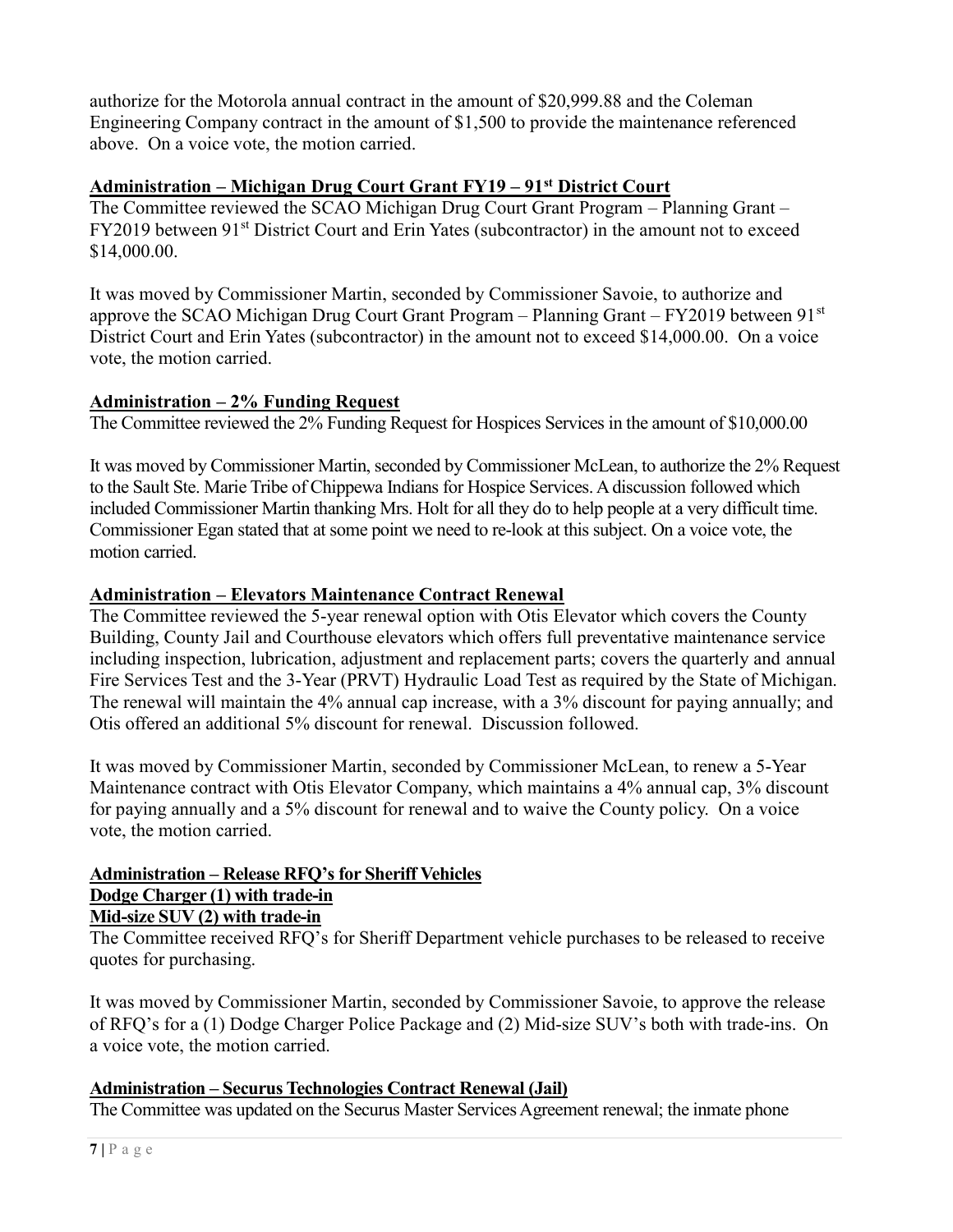authorize for the Motorola annual contract in the amount of $20,999.88 and the Coleman Engineering Company contract in the amount of $1,500 to provide the maintenance referenced above. On a voice vote, the motion carried.

**Administration – Michigan Drug Court Grant FY19 – 91st District Court**

The Committee reviewed the SCAO Michigan Drug Court Grant Program – Planning Grant – FY2019 between 91st District Court and Erin Yates (subcontractor) in the amount not to exceed $14,000.00.

It was moved by Commissioner Martin, seconded by Commissioner Savoie, to authorize and approve the SCAO Michigan Drug Court Grant Program – Planning Grant – FY2019 between 91st District Court and Erin Yates (subcontractor) in the amount not to exceed $14,000.00. On a voice vote, the motion carried.

**Administration – 2% Funding Request**

The Committee reviewed the 2% Funding Request for Hospices Services in the amount of $10,000.00

It was moved by Commissioner Martin, seconded by Commissioner McLean, to authorize the 2% Request to the Sault Ste. Marie Tribe of Chippewa Indians for Hospice Services. A discussion followed which included Commissioner Martin thanking Mrs. Holt for all they do to help people at a very difficult time. Commissioner Egan stated that at some point we need to re-look at this subject. On a voice vote, the motion carried.

**Administration – Elevators Maintenance Contract Renewal**

The Committee reviewed the 5-year renewal option with Otis Elevator which covers the County Building, County Jail and Courthouse elevators which offers full preventative maintenance service including inspection, lubrication, adjustment and replacement parts; covers the quarterly and annual Fire Services Test and the 3-Year (PRVT) Hydraulic Load Test as required by the State of Michigan. The renewal will maintain the 4% annual cap increase, with a 3% discount for paying annually; and Otis offered an additional 5% discount for renewal. Discussion followed.

It was moved by Commissioner Martin, seconded by Commissioner McLean, to renew a 5-Year Maintenance contract with Otis Elevator Company, which maintains a 4% annual cap, 3% discount for paying annually and a 5% discount for renewal and to waive the County policy. On a voice vote, the motion carried.

**Administration – Release RFQ's for Sheriff Vehicles**
**Dodge Charger (1) with trade-in**
**Mid-size SUV (2) with trade-in**

The Committee received RFQ's for Sheriff Department vehicle purchases to be released to receive quotes for purchasing.

It was moved by Commissioner Martin, seconded by Commissioner Savoie, to approve the release of RFQ's for a (1) Dodge Charger Police Package and (2) Mid-size SUV's both with trade-ins. On a voice vote, the motion carried.

**Administration – Securus Technologies Contract Renewal (Jail)**

The Committee was updated on the Securus Master Services Agreement renewal; the inmate phone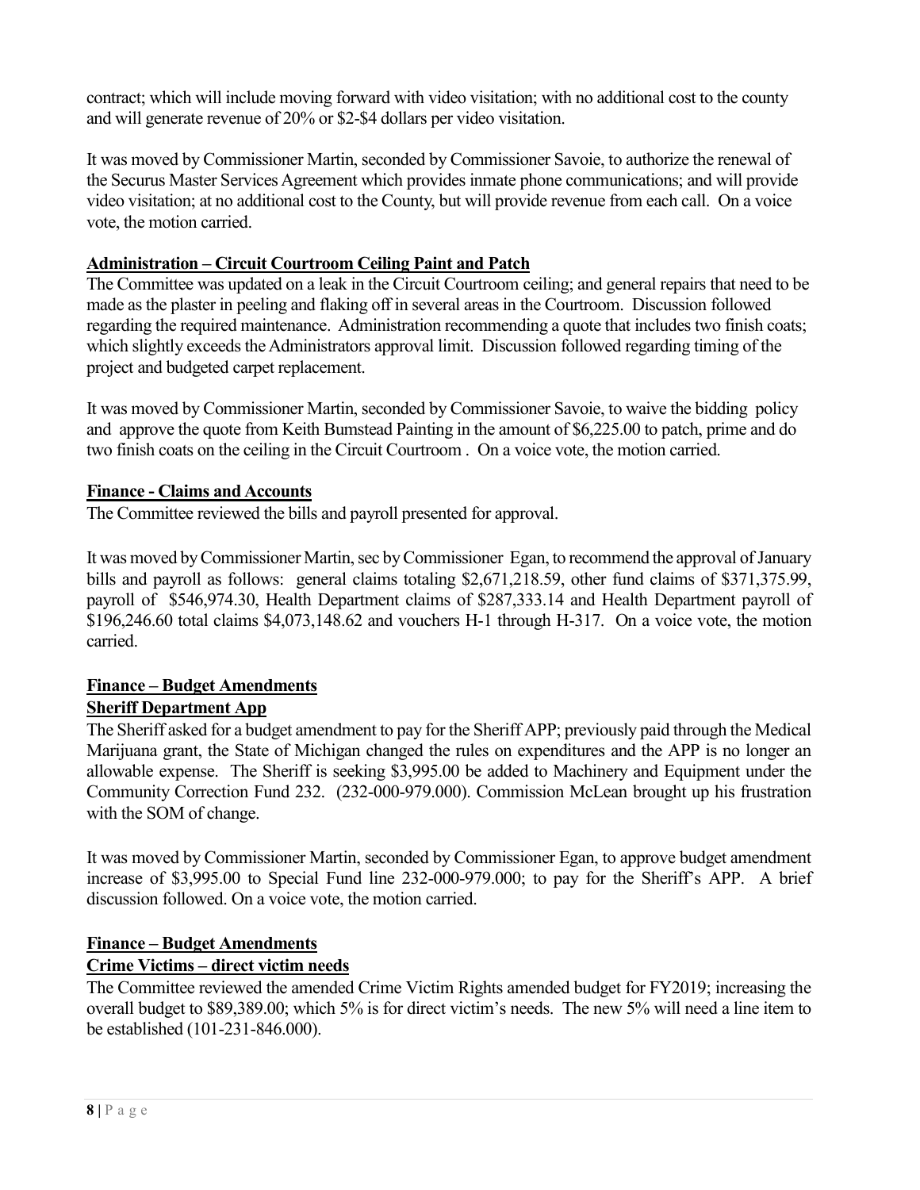contract; which will include moving forward with video visitation; with no additional cost to the county and will generate revenue of 20% or $2-$4 dollars per video visitation.

It was moved by Commissioner Martin, seconded by Commissioner Savoie, to authorize the renewal of the Securus Master Services Agreement which provides inmate phone communications; and will provide video visitation; at no additional cost to the County, but will provide revenue from each call. On a voice vote, the motion carried.

**Administration – Circuit Courtroom Ceiling Paint and Patch**

The Committee was updated on a leak in the Circuit Courtroom ceiling; and general repairs that need to be made as the plaster in peeling and flaking off in several areas in the Courtroom. Discussion followed regarding the required maintenance. Administration recommending a quote that includes two finish coats; which slightly exceeds the Administrators approval limit. Discussion followed regarding timing of the project and budgeted carpet replacement.

It was moved by Commissioner Martin, seconded by Commissioner Savoie, to waive the bidding policy and approve the quote from Keith Bumstead Painting in the amount of $6,225.00 to patch, prime and do two finish coats on the ceiling in the Circuit Courtroom . On a voice vote, the motion carried.

**Finance - Claims and Accounts**

The Committee reviewed the bills and payroll presented for approval.

It was moved by Commissioner Martin, sec by Commissioner Egan, to recommend the approval of January bills and payroll as follows: general claims totaling $2,671,218.59, other fund claims of $371,375.99, payroll of $546,974.30, Health Department claims of $287,333.14 and Health Department payroll of $196,246.60 total claims $4,073,148.62 and vouchers H-1 through H-317. On a voice vote, the motion carried.

**Finance – Budget Amendments**

**Sheriff Department App**

The Sheriff asked for a budget amendment to pay for the Sheriff APP; previously paid through the Medical Marijuana grant, the State of Michigan changed the rules on expenditures and the APP is no longer an allowable expense. The Sheriff is seeking $3,995.00 be added to Machinery and Equipment under the Community Correction Fund 232. (232-000-979.000). Commission McLean brought up his frustration with the SOM of change.

It was moved by Commissioner Martin, seconded by Commissioner Egan, to approve budget amendment increase of $3,995.00 to Special Fund line 232-000-979.000; to pay for the Sheriff's APP. A brief discussion followed. On a voice vote, the motion carried.

**Finance – Budget Amendments**

**Crime Victims – direct victim needs**

The Committee reviewed the amended Crime Victim Rights amended budget for FY2019; increasing the overall budget to $89,389.00; which 5% is for direct victim's needs. The new 5% will need a line item to be established (101-231-846.000).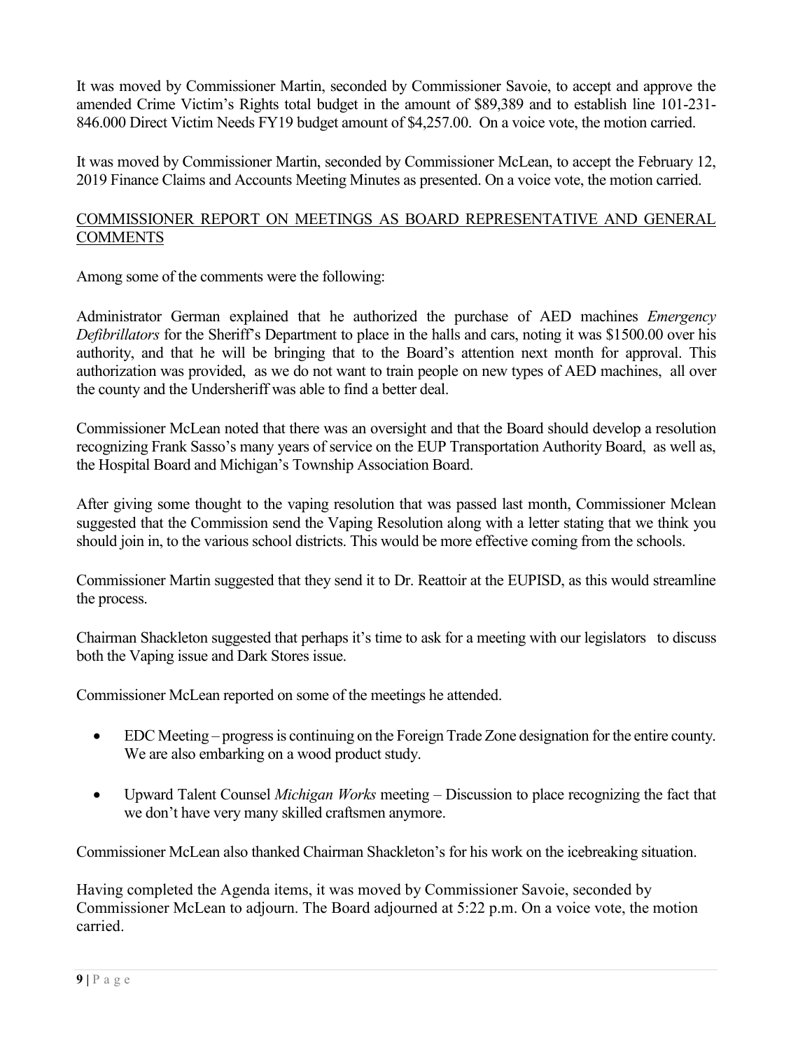It was moved by Commissioner Martin, seconded by Commissioner Savoie, to accept and approve the amended Crime Victim's Rights total budget in the amount of $89,389 and to establish line 101-231-846.000 Direct Victim Needs FY19 budget amount of $4,257.00. On a voice vote, the motion carried.

It was moved by Commissioner Martin, seconded by Commissioner McLean, to accept the February 12, 2019 Finance Claims and Accounts Meeting Minutes as presented. On a voice vote, the motion carried.

<u>COMMISSIONER REPORT ON MEETINGS AS BOARD REPRESENTATIVE AND GENERAL COMMENTS</u>

Among some of the comments were the following:

Administrator German explained that he authorized the purchase of AED machines *Emergency Defibrillators* for the Sheriff's Department to place in the halls and cars, noting it was $1500.00 over his authority, and that he will be bringing that to the Board's attention next month for approval. This authorization was provided, as we do not want to train people on new types of AED machines, all over the county and the Undersheriff was able to find a better deal.

Commissioner McLean noted that there was an oversight and that the Board should develop a resolution recognizing Frank Sasso's many years of service on the EUP Transportation Authority Board, as well as, the Hospital Board and Michigan's Township Association Board.

After giving some thought to the vaping resolution that was passed last month, Commissioner Mclean suggested that the Commission send the Vaping Resolution along with a letter stating that we think you should join in, to the various school districts. This would be more effective coming from the schools.

Commissioner Martin suggested that they send it to Dr. Reattoir at the EUPISD, as this would streamline the process.

Chairman Shackleton suggested that perhaps it's time to ask for a meeting with our legislators to discuss both the Vaping issue and Dark Stores issue.

Commissioner McLean reported on some of the meetings he attended.

- EDC Meeting – progress is continuing on the Foreign Trade Zone designation for the entire county. We are also embarking on a wood product study.
- Upward Talent Counsel *Michigan Works* meeting – Discussion to place recognizing the fact that we don't have very many skilled craftsmen anymore.

Commissioner McLean also thanked Chairman Shackleton's for his work on the icebreaking situation.

Having completed the Agenda items, it was moved by Commissioner Savoie, seconded by Commissioner McLean to adjourn. The Board adjourned at 5:22 p.m. On a voice vote, the motion carried.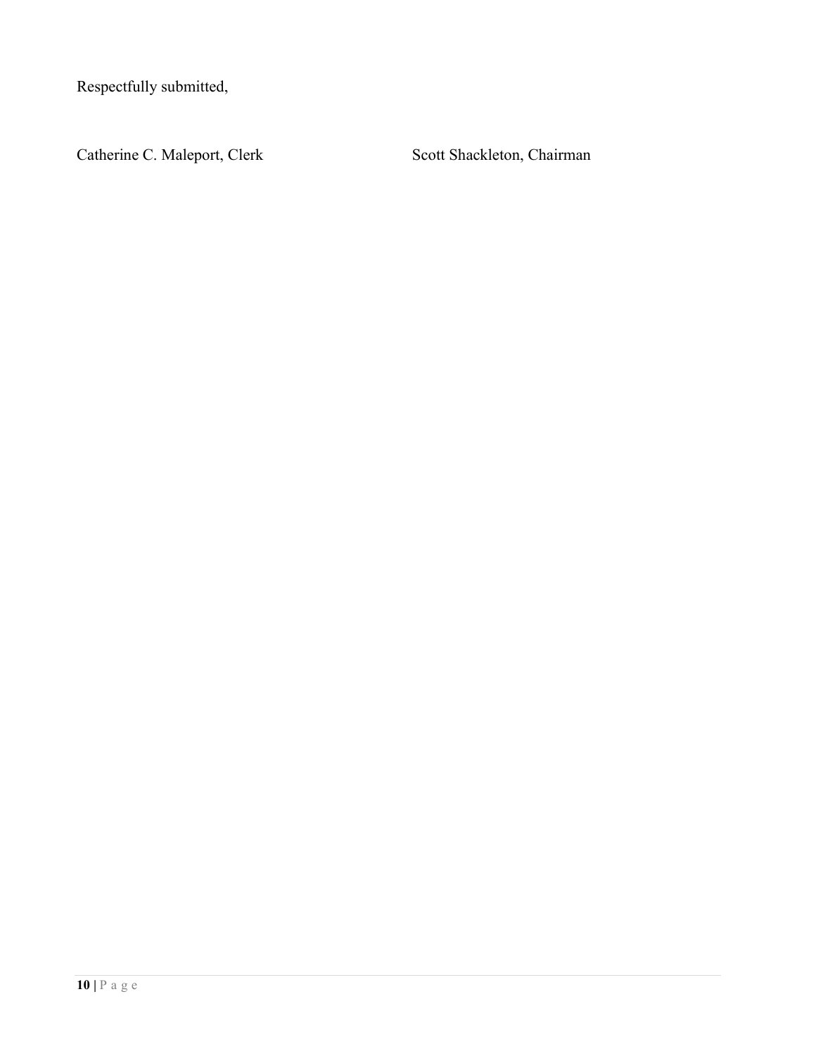Respectfully submitted,

Catherine C. Maleport, Clerk Scott Shackleton, Chairman